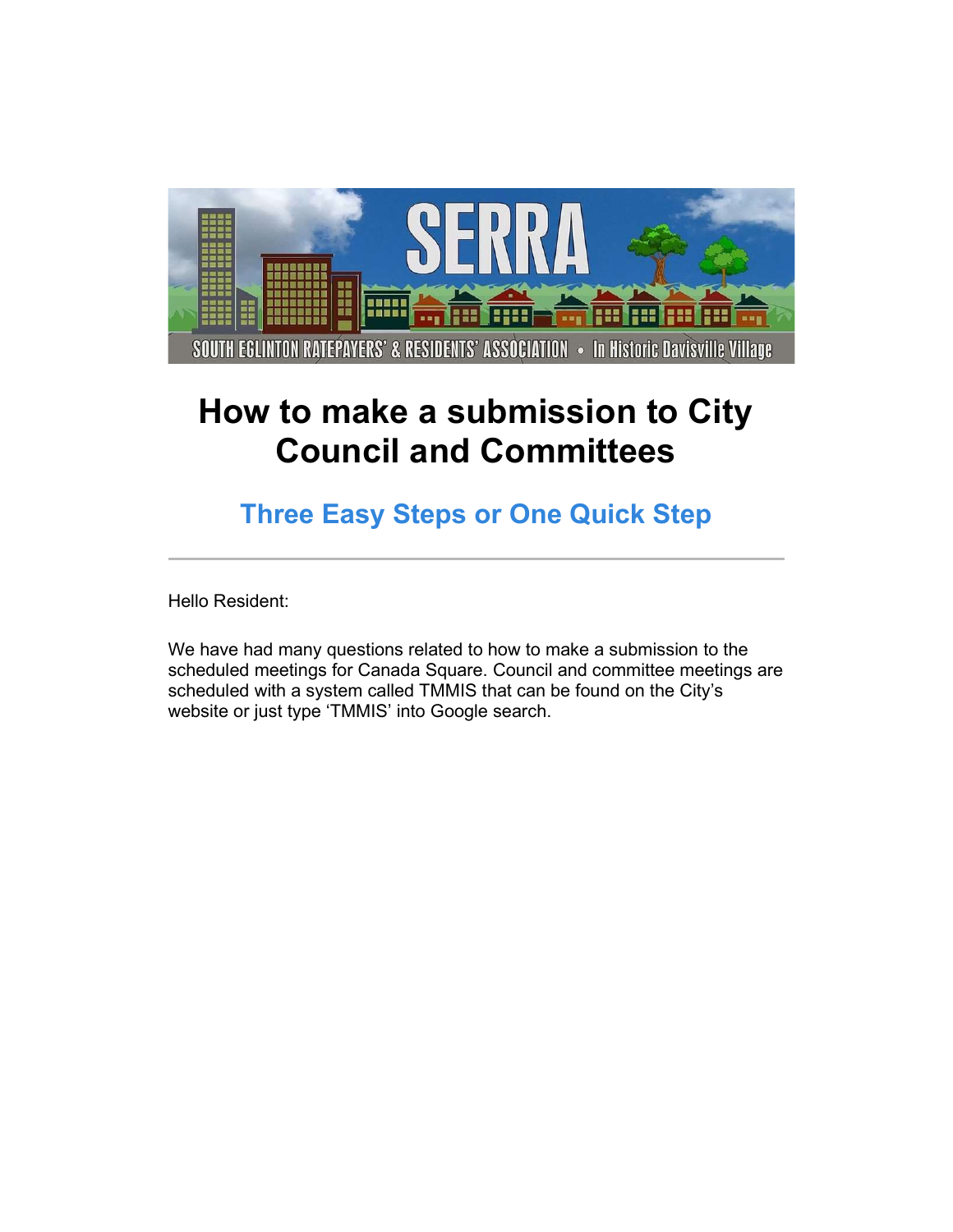# How to make a submission to City Council and Committees

## Three Easy Steps or One Quick Step

---

Hello Resident:

We have had many questions related to how to make a submission to the scheduled meetings for Canada Square. Council and committee meetings are scheduled with a system called TMMIS that can be found on the City's website or just type 'TMMIS' into Google search.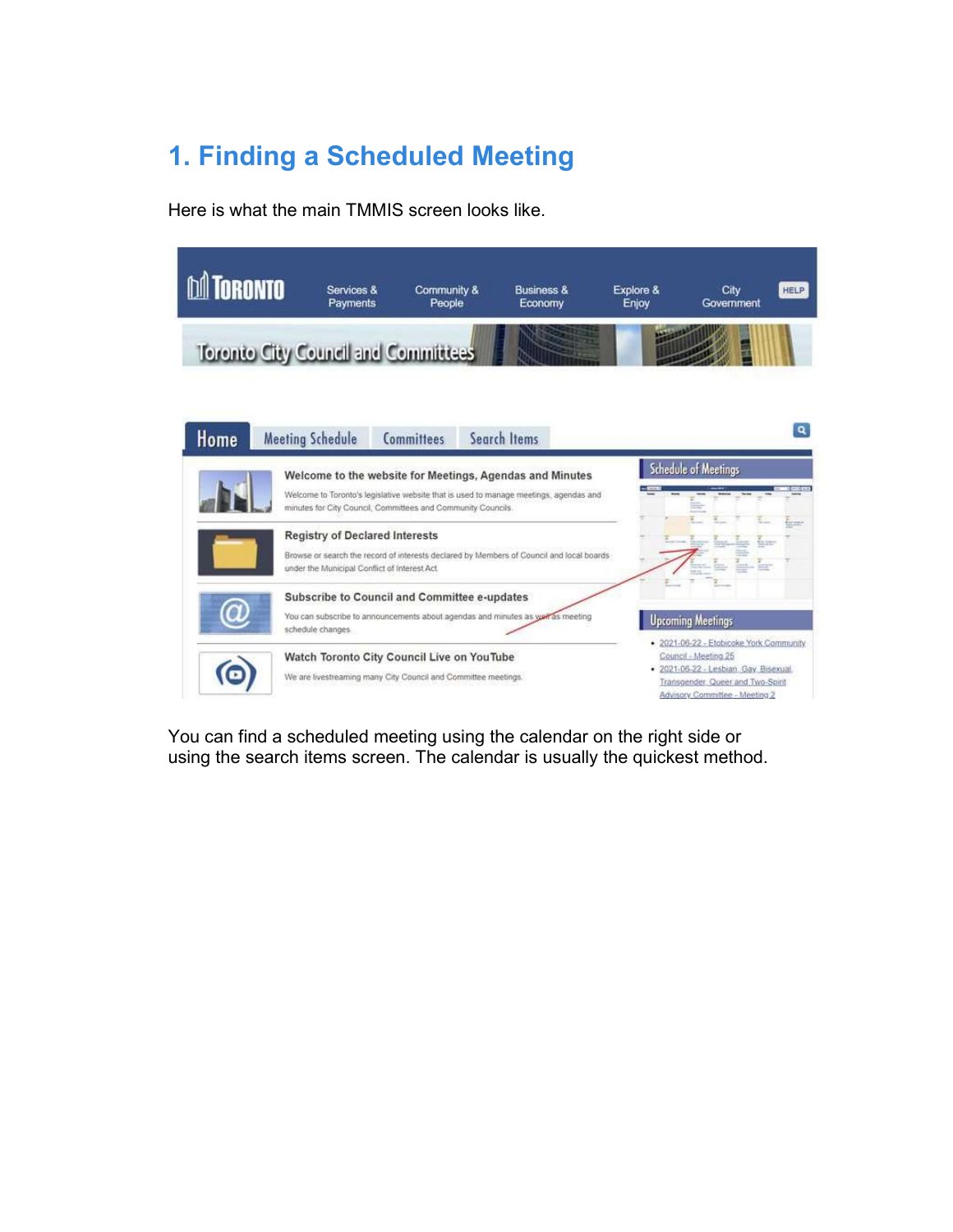# 1. Finding a Scheduled Meeting

Here is what the main TMMIS screen looks like.

You can find a scheduled meeting using the calendar on the right side or using the search items screen. The calendar is usually the quickest method.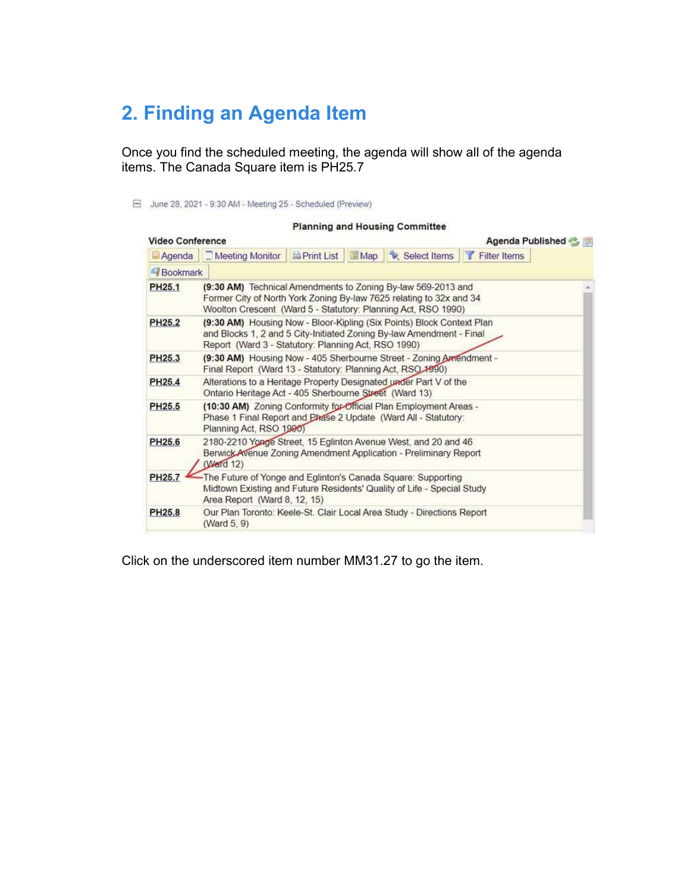## 2. Finding an Agenda Item

Once you find the scheduled meeting, the agenda will show all of the agenda items. The Canada Square item is PH25.7

June 28, 2021 - 9:30 AM - Meeting 25 - Scheduled (Preview)

Planning and Housing Committee

Video Conference

Agenda Published

Agenda | Meeting Monitor | Print List | Map | Select Items | Filter Items | Bookmark

| | |
|---|---|
| PH25.1 | **(9:30 AM)** Technical Amendments to Zoning By-law 569-2013 and Former City of North York Zoning By-law 7625 relating to 32x and 34 Woolton Crescent (Ward 5 - Statutory: Planning Act, RSO 1990) |
| PH25.2 | **(9:30 AM)** Housing Now - Bloor-Kipling (Six Points) Block Context Plan and Blocks 1, 2 and 5 City-Initiated Zoning By-law Amendment - Final Report (Ward 3 - Statutory: Planning Act, RSO 1990) |
| PH25.3 | **(9:30 AM)** Housing Now - 405 Sherbourne Street - Zoning Amendment - Final Report (Ward 13 - Statutory: Planning Act, RSO 1990) |
| PH25.4 | Alterations to a Heritage Property Designated under Part V of the Ontario Heritage Act - 405 Sherbourne Street (Ward 13) |
| PH25.5 | **(10:30 AM)** Zoning Conformity for Official Plan Employment Areas - Phase 1 Final Report and Phase 2 Update (Ward All - Statutory: Planning Act, RSO 1990) |
| PH25.6 | 2180-2210 Yonge Street, 15 Eglinton Avenue West, and 20 and 46 Berwick Avenue Zoning Amendment Application - Preliminary Report (Ward 12) |
| PH25.7 | The Future of Yonge and Eglinton's Canada Square: Supporting Midtown Existing and Future Residents' Quality of Life - Special Study Area Report (Ward 8, 12, 15) |
| PH25.8 | Our Plan Toronto: Keele-St. Clair Local Area Study - Directions Report (Ward 5, 9) |

Click on the underscored item number MM31.27 to go the item.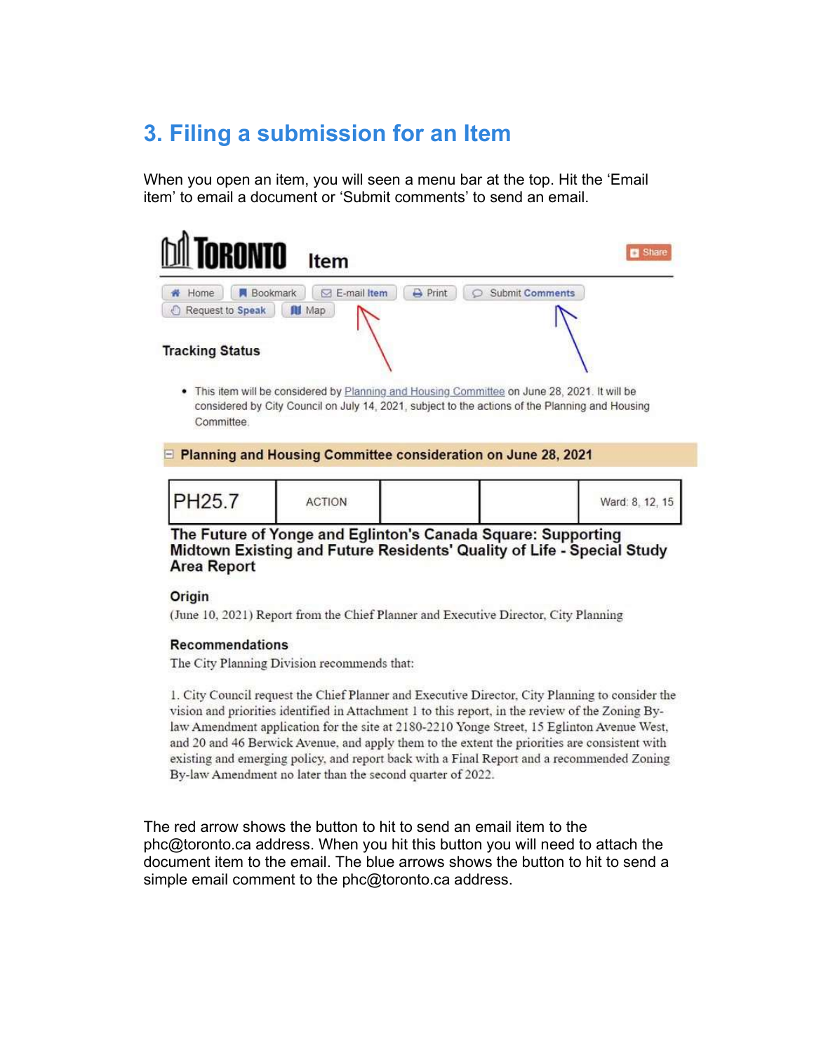## 3. Filing a submission for an Item

When you open an item, you will seen a menu bar at the top. Hit the 'Email item' to email a document or 'Submit comments' to send an email.

TORONTO Item

Share

Home | Bookmark | E-mail Item | Print | Submit Comments

Request to Speak | Map

**Tracking Status**

- This item will be considered by Planning and Housing Committee on June 28, 2021. It will be considered by City Council on July 14, 2021, subject to the actions of the Planning and Housing Committee.

**Planning and Housing Committee consideration on June 28, 2021**

| | | | | |
|---|---|---|---|---|
| PH25.7 | ACTION | | | Ward: 8, 12, 15 |

**The Future of Yonge and Eglinton's Canada Square: Supporting Midtown Existing and Future Residents' Quality of Life - Special Study Area Report**

**Origin**

(June 10, 2021) Report from the Chief Planner and Executive Director, City Planning

**Recommendations**

The City Planning Division recommends that:

1. City Council request the Chief Planner and Executive Director, City Planning to consider the vision and priorities identified in Attachment 1 to this report, in the review of the Zoning By-law Amendment application for the site at 2180-2210 Yonge Street, 15 Eglinton Avenue West, and 20 and 46 Berwick Avenue, and apply them to the extent the priorities are consistent with existing and emerging policy, and report back with a Final Report and a recommended Zoning By-law Amendment no later than the second quarter of 2022.

The red arrow shows the button to hit to send an email item to the phc@toronto.ca address. When you hit this button you will need to attach the document item to the email. The blue arrows shows the button to hit to send a simple email comment to the phc@toronto.ca address.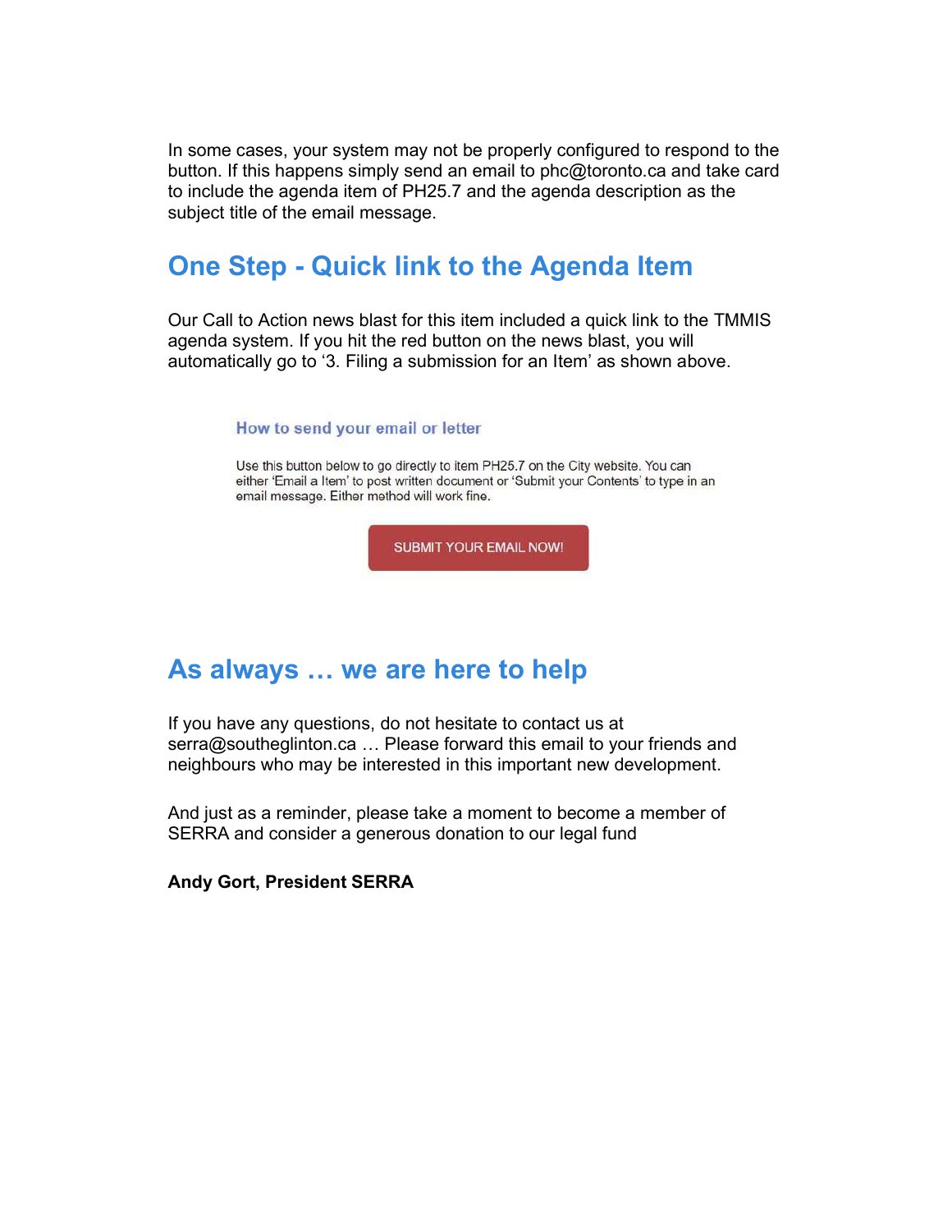In some cases, your system may not be properly configured to respond to the button. If this happens simply send an email to phc@toronto.ca and take card to include the agenda item of PH25.7 and the agenda description as the subject title of the email message.

## One Step - Quick link to the Agenda Item

Our Call to Action news blast for this item included a quick link to the TMMIS agenda system. If you hit the red button on the news blast, you will automatically go to '3. Filing a submission for an Item' as shown above.

### How to send your email or letter

Use this button below to go directly to item PH25.7 on the City website. You can either 'Email a Item' to post written document or 'Submit your Contents' to type in an email message. Either method will work fine.

SUBMIT YOUR EMAIL NOW!

## As always … we are here to help

If you have any questions, do not hesitate to contact us at serra@southeglinton.ca … Please forward this email to your friends and neighbours who may be interested in this important new development.

And just as a reminder, please take a moment to become a member of SERRA and consider a generous donation to our legal fund

**Andy Gort, President SERRA**